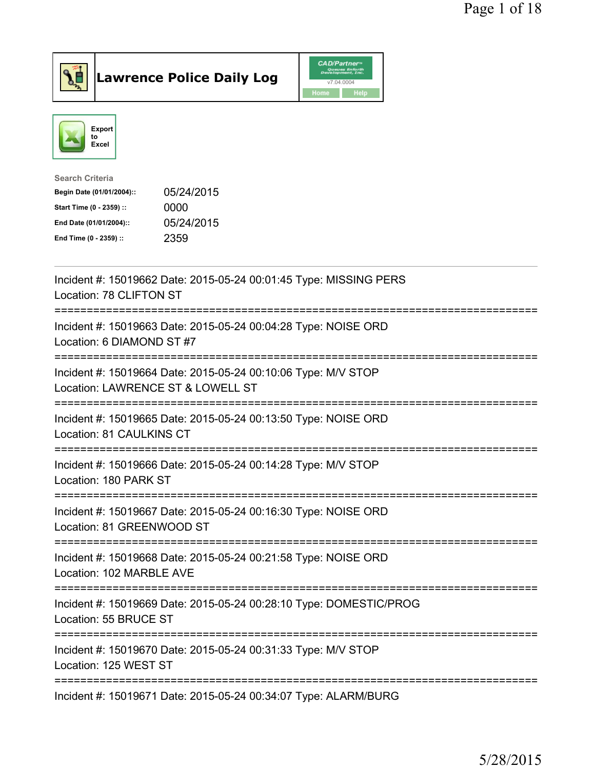# Lawrence Police Daily Log

CAD/Partner v7.04.0004

Home | Help

Export to Excel

**Search Criteria**

| | |
|---|---|
| **Begin Date (01/01/2004)::** | 05/24/2015 |
| **Start Time (0 - 2359) ::** | 0000 |
| **End Date (01/01/2004)::** | 05/24/2015 |
| **End Time (0 - 2359) ::** | 2359 |

---

Incident #: 15019662 Date: 2015-05-24 00:01:45 Type: MISSING PERS
Location: 78 CLIFTON ST

===========================================================================

Incident #: 15019663 Date: 2015-05-24 00:04:28 Type: NOISE ORD
Location: 6 DIAMOND ST #7

===========================================================================

Incident #: 15019664 Date: 2015-05-24 00:10:06 Type: M/V STOP
Location: LAWRENCE ST & LOWELL ST

===========================================================================

Incident #: 15019665 Date: 2015-05-24 00:13:50 Type: NOISE ORD
Location: 81 CAULKINS CT

===========================================================================

Incident #: 15019666 Date: 2015-05-24 00:14:28 Type: M/V STOP
Location: 180 PARK ST

===========================================================================

Incident #: 15019667 Date: 2015-05-24 00:16:30 Type: NOISE ORD
Location: 81 GREENWOOD ST

===========================================================================

Incident #: 15019668 Date: 2015-05-24 00:21:58 Type: NOISE ORD
Location: 102 MARBLE AVE

===========================================================================

Incident #: 15019669 Date: 2015-05-24 00:28:10 Type: DOMESTIC/PROG
Location: 55 BRUCE ST

===========================================================================

Incident #: 15019670 Date: 2015-05-24 00:31:33 Type: M/V STOP
Location: 125 WEST ST

===========================================================================

Incident #: 15019671 Date: 2015-05-24 00:34:07 Type: ALARM/BURG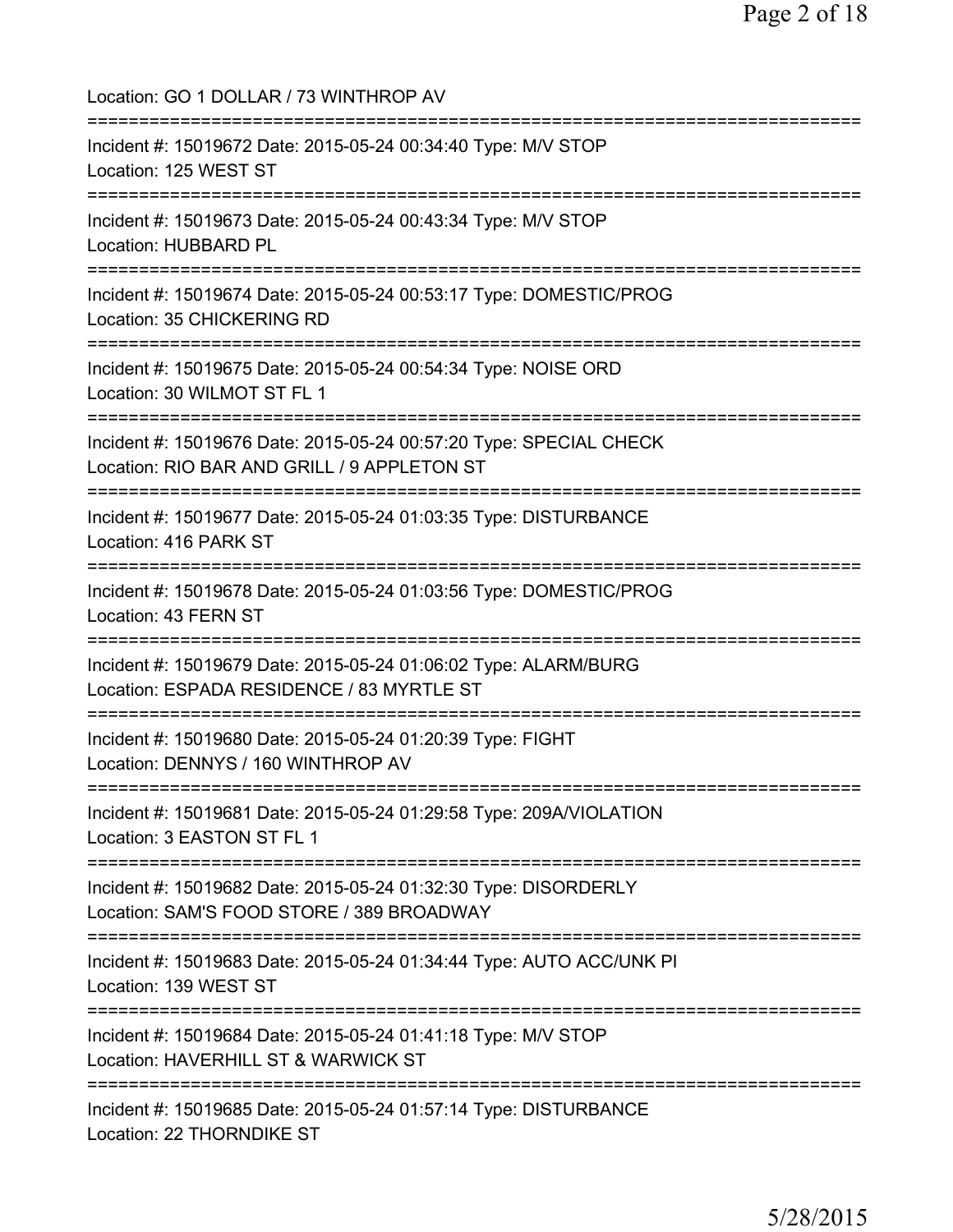Location: GO 1 DOLLAR / 73 WINTHROP AV

===========================================================================

Incident #: 15019672 Date: 2015-05-24 00:34:40 Type: M/V STOP
Location: 125 WEST ST

===========================================================================

Incident #: 15019673 Date: 2015-05-24 00:43:34 Type: M/V STOP
Location: HUBBARD PL

===========================================================================

Incident #: 15019674 Date: 2015-05-24 00:53:17 Type: DOMESTIC/PROG
Location: 35 CHICKERING RD

===========================================================================

Incident #: 15019675 Date: 2015-05-24 00:54:34 Type: NOISE ORD
Location: 30 WILMOT ST FL 1

===========================================================================

Incident #: 15019676 Date: 2015-05-24 00:57:20 Type: SPECIAL CHECK
Location: RIO BAR AND GRILL / 9 APPLETON ST

===========================================================================

Incident #: 15019677 Date: 2015-05-24 01:03:35 Type: DISTURBANCE
Location: 416 PARK ST

===========================================================================

Incident #: 15019678 Date: 2015-05-24 01:03:56 Type: DOMESTIC/PROG
Location: 43 FERN ST

===========================================================================

Incident #: 15019679 Date: 2015-05-24 01:06:02 Type: ALARM/BURG
Location: ESPADA RESIDENCE / 83 MYRTLE ST

===========================================================================

Incident #: 15019680 Date: 2015-05-24 01:20:39 Type: FIGHT
Location: DENNYS / 160 WINTHROP AV

===========================================================================

Incident #: 15019681 Date: 2015-05-24 01:29:58 Type: 209A/VIOLATION
Location: 3 EASTON ST FL 1

===========================================================================

Incident #: 15019682 Date: 2015-05-24 01:32:30 Type: DISORDERLY
Location: SAM'S FOOD STORE / 389 BROADWAY

===========================================================================

Incident #: 15019683 Date: 2015-05-24 01:34:44 Type: AUTO ACC/UNK PI
Location: 139 WEST ST

===========================================================================

Incident #: 15019684 Date: 2015-05-24 01:41:18 Type: M/V STOP
Location: HAVERHILL ST & WARWICK ST

===========================================================================

Incident #: 15019685 Date: 2015-05-24 01:57:14 Type: DISTURBANCE
Location: 22 THORNDIKE ST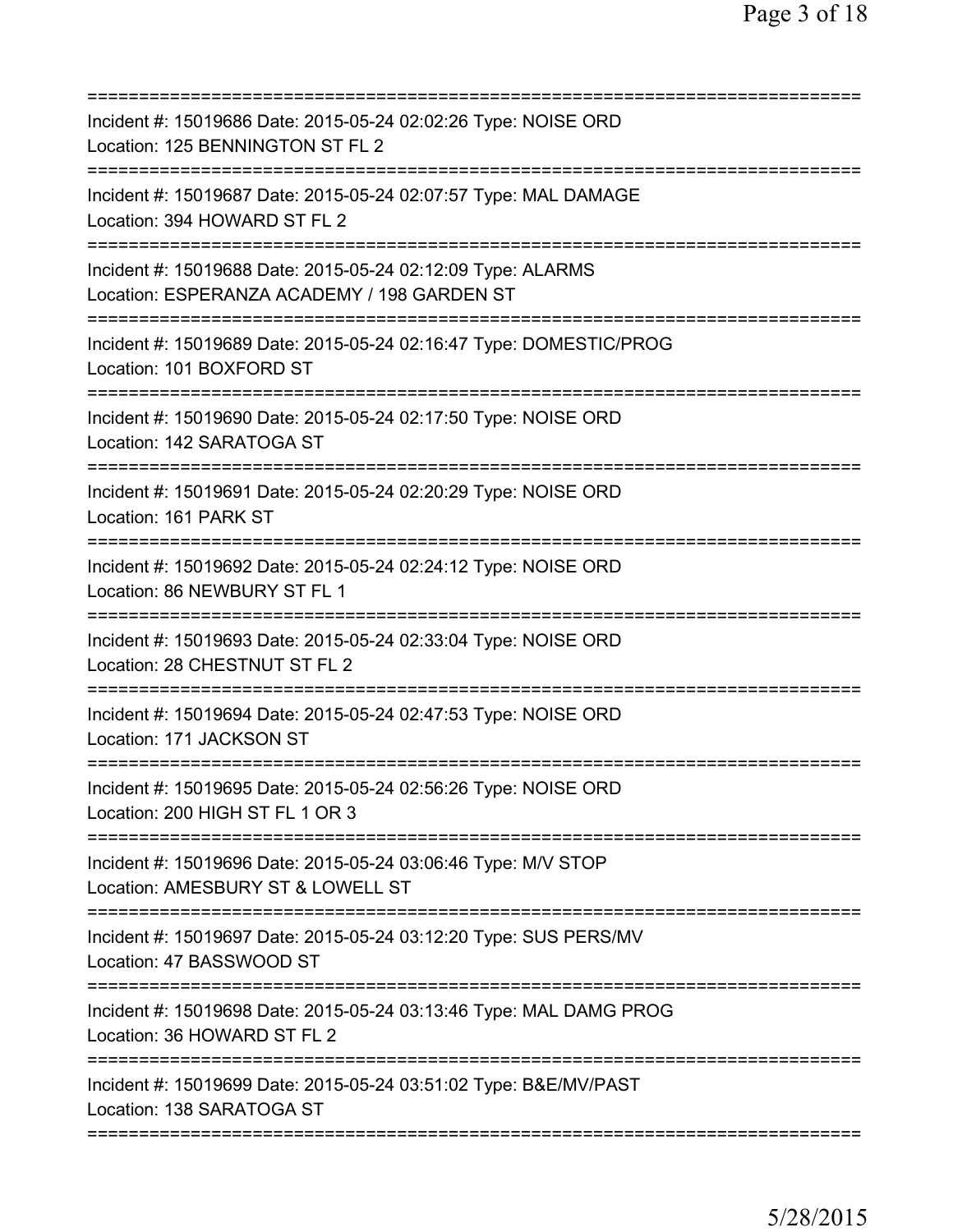===========================================================================
Incident #: 15019686 Date: 2015-05-24 02:02:26 Type: NOISE ORD
Location: 125 BENNINGTON ST FL 2
===========================================================================
Incident #: 15019687 Date: 2015-05-24 02:07:57 Type: MAL DAMAGE
Location: 394 HOWARD ST FL 2
===========================================================================
Incident #: 15019688 Date: 2015-05-24 02:12:09 Type: ALARMS
Location: ESPERANZA ACADEMY / 198 GARDEN ST
===========================================================================
Incident #: 15019689 Date: 2015-05-24 02:16:47 Type: DOMESTIC/PROG
Location: 101 BOXFORD ST
===========================================================================
Incident #: 15019690 Date: 2015-05-24 02:17:50 Type: NOISE ORD
Location: 142 SARATOGA ST
===========================================================================
Incident #: 15019691 Date: 2015-05-24 02:20:29 Type: NOISE ORD
Location: 161 PARK ST
===========================================================================
Incident #: 15019692 Date: 2015-05-24 02:24:12 Type: NOISE ORD
Location: 86 NEWBURY ST FL 1
===========================================================================
Incident #: 15019693 Date: 2015-05-24 02:33:04 Type: NOISE ORD
Location: 28 CHESTNUT ST FL 2
===========================================================================
Incident #: 15019694 Date: 2015-05-24 02:47:53 Type: NOISE ORD
Location: 171 JACKSON ST
===========================================================================
Incident #: 15019695 Date: 2015-05-24 02:56:26 Type: NOISE ORD
Location: 200 HIGH ST FL 1 OR 3
===========================================================================
Incident #: 15019696 Date: 2015-05-24 03:06:46 Type: M/V STOP
Location: AMESBURY ST & LOWELL ST
===========================================================================
Incident #: 15019697 Date: 2015-05-24 03:12:20 Type: SUS PERS/MV
Location: 47 BASSWOOD ST
===========================================================================
Incident #: 15019698 Date: 2015-05-24 03:13:46 Type: MAL DAMG PROG
Location: 36 HOWARD ST FL 2
===========================================================================
Incident #: 15019699 Date: 2015-05-24 03:51:02 Type: B&E/MV/PAST
Location: 138 SARATOGA ST
===========================================================================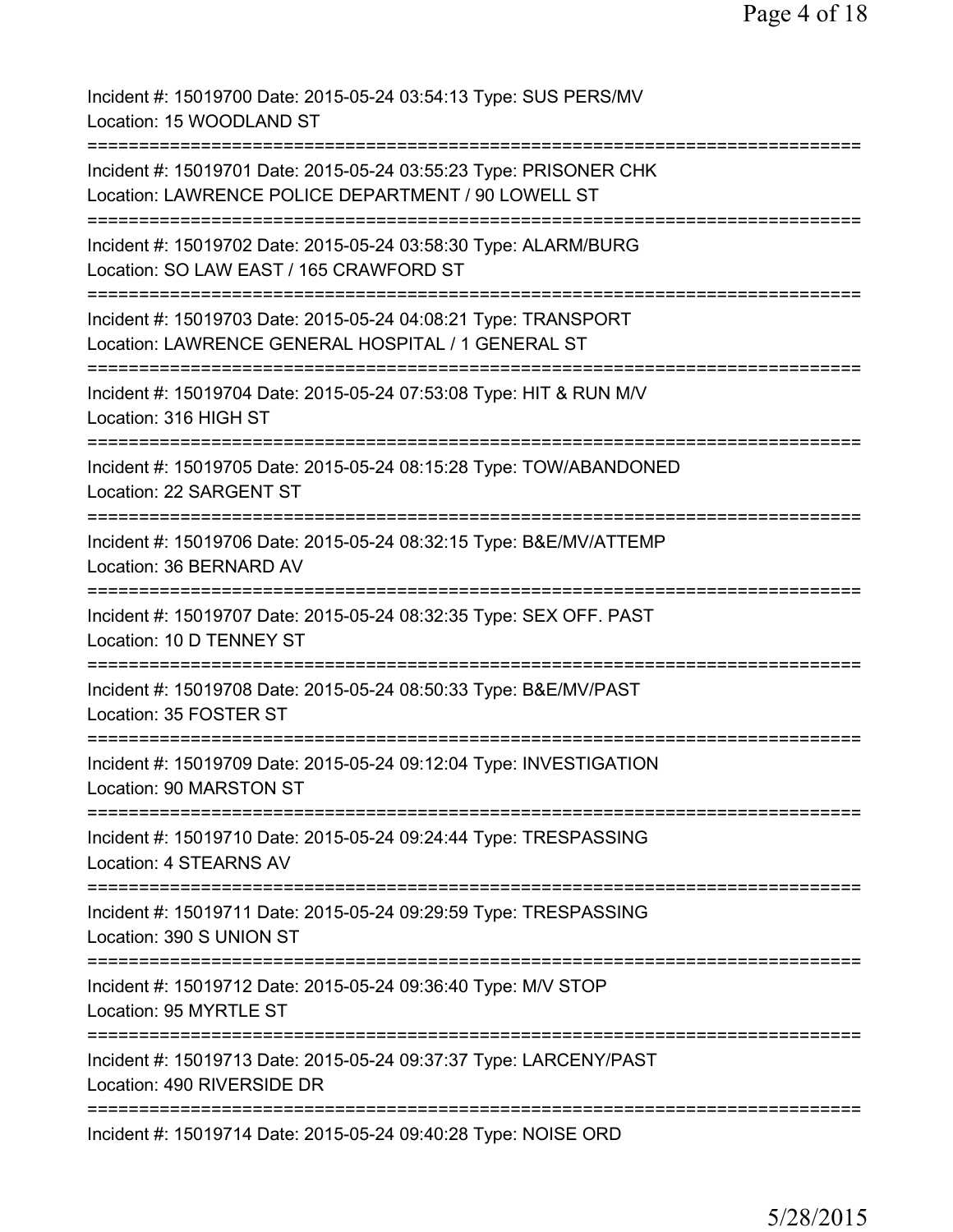Incident #: 15019700 Date: 2015-05-24 03:54:13 Type: SUS PERS/MV
Location: 15 WOODLAND ST

===========================================================================

Incident #: 15019701 Date: 2015-05-24 03:55:23 Type: PRISONER CHK
Location: LAWRENCE POLICE DEPARTMENT / 90 LOWELL ST

===========================================================================

Incident #: 15019702 Date: 2015-05-24 03:58:30 Type: ALARM/BURG
Location: SO LAW EAST / 165 CRAWFORD ST

===========================================================================

Incident #: 15019703 Date: 2015-05-24 04:08:21 Type: TRANSPORT
Location: LAWRENCE GENERAL HOSPITAL / 1 GENERAL ST

===========================================================================

Incident #: 15019704 Date: 2015-05-24 07:53:08 Type: HIT & RUN M/V
Location: 316 HIGH ST

===========================================================================

Incident #: 15019705 Date: 2015-05-24 08:15:28 Type: TOW/ABANDONED
Location: 22 SARGENT ST

===========================================================================

Incident #: 15019706 Date: 2015-05-24 08:32:15 Type: B&E/MV/ATTEMP
Location: 36 BERNARD AV

===========================================================================

Incident #: 15019707 Date: 2015-05-24 08:32:35 Type: SEX OFF. PAST
Location: 10 D TENNEY ST

===========================================================================

Incident #: 15019708 Date: 2015-05-24 08:50:33 Type: B&E/MV/PAST
Location: 35 FOSTER ST

===========================================================================

Incident #: 15019709 Date: 2015-05-24 09:12:04 Type: INVESTIGATION
Location: 90 MARSTON ST

===========================================================================

Incident #: 15019710 Date: 2015-05-24 09:24:44 Type: TRESPASSING
Location: 4 STEARNS AV

===========================================================================

Incident #: 15019711 Date: 2015-05-24 09:29:59 Type: TRESPASSING
Location: 390 S UNION ST

===========================================================================

Incident #: 15019712 Date: 2015-05-24 09:36:40 Type: M/V STOP
Location: 95 MYRTLE ST

===========================================================================

Incident #: 15019713 Date: 2015-05-24 09:37:37 Type: LARCENY/PAST
Location: 490 RIVERSIDE DR

===========================================================================

Incident #: 15019714 Date: 2015-05-24 09:40:28 Type: NOISE ORD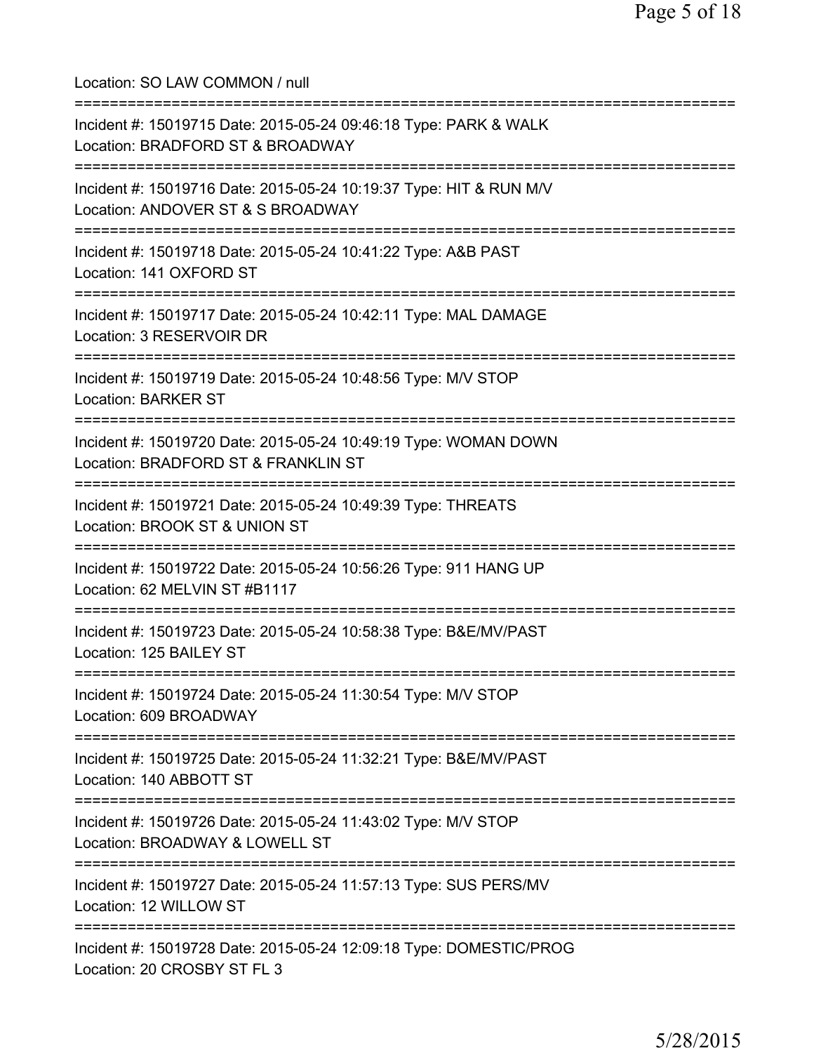Location: SO LAW COMMON / null

===========================================================================

Incident #: 15019715 Date: 2015-05-24 09:46:18 Type: PARK & WALK
Location: BRADFORD ST & BROADWAY

===========================================================================

Incident #: 15019716 Date: 2015-05-24 10:19:37 Type: HIT & RUN M/V
Location: ANDOVER ST & S BROADWAY

===========================================================================

Incident #: 15019718 Date: 2015-05-24 10:41:22 Type: A&B PAST
Location: 141 OXFORD ST

===========================================================================

Incident #: 15019717 Date: 2015-05-24 10:42:11 Type: MAL DAMAGE
Location: 3 RESERVOIR DR

===========================================================================

Incident #: 15019719 Date: 2015-05-24 10:48:56 Type: M/V STOP
Location: BARKER ST

===========================================================================

Incident #: 15019720 Date: 2015-05-24 10:49:19 Type: WOMAN DOWN
Location: BRADFORD ST & FRANKLIN ST

===========================================================================

Incident #: 15019721 Date: 2015-05-24 10:49:39 Type: THREATS
Location: BROOK ST & UNION ST

===========================================================================

Incident #: 15019722 Date: 2015-05-24 10:56:26 Type: 911 HANG UP
Location: 62 MELVIN ST #B1117

===========================================================================

Incident #: 15019723 Date: 2015-05-24 10:58:38 Type: B&E/MV/PAST
Location: 125 BAILEY ST

===========================================================================

Incident #: 15019724 Date: 2015-05-24 11:30:54 Type: M/V STOP
Location: 609 BROADWAY

===========================================================================

Incident #: 15019725 Date: 2015-05-24 11:32:21 Type: B&E/MV/PAST
Location: 140 ABBOTT ST

===========================================================================

Incident #: 15019726 Date: 2015-05-24 11:43:02 Type: M/V STOP
Location: BROADWAY & LOWELL ST

===========================================================================

Incident #: 15019727 Date: 2015-05-24 11:57:13 Type: SUS PERS/MV
Location: 12 WILLOW ST

===========================================================================

Incident #: 15019728 Date: 2015-05-24 12:09:18 Type: DOMESTIC/PROG
Location: 20 CROSBY ST FL 3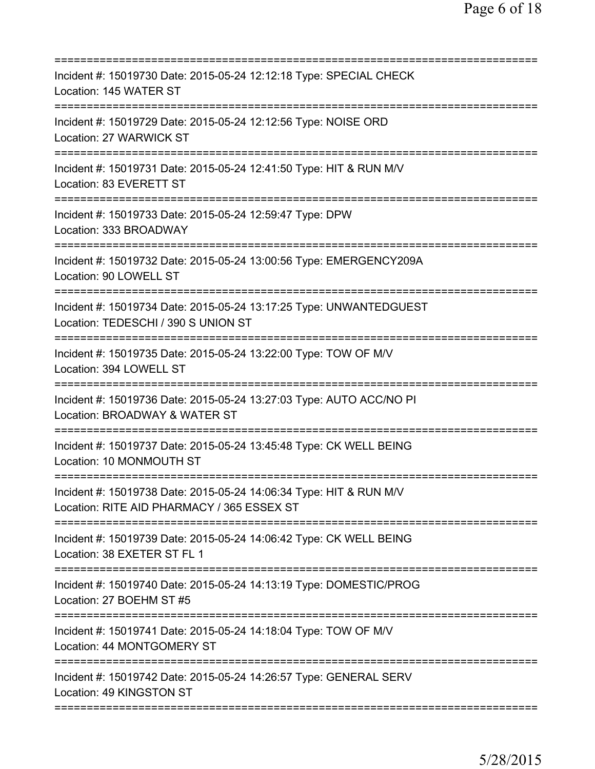Incident #: 15019730 Date: 2015-05-24 12:12:18 Type: SPECIAL CHECK
Location: 145 WATER ST

Incident #: 15019729 Date: 2015-05-24 12:12:56 Type: NOISE ORD
Location: 27 WARWICK ST

Incident #: 15019731 Date: 2015-05-24 12:41:50 Type: HIT & RUN M/V
Location: 83 EVERETT ST

Incident #: 15019733 Date: 2015-05-24 12:59:47 Type: DPW
Location: 333 BROADWAY

Incident #: 15019732 Date: 2015-05-24 13:00:56 Type: EMERGENCY209A
Location: 90 LOWELL ST

Incident #: 15019734 Date: 2015-05-24 13:17:25 Type: UNWANTEDGUEST
Location: TEDESCHI / 390 S UNION ST

Incident #: 15019735 Date: 2015-05-24 13:22:00 Type: TOW OF M/V
Location: 394 LOWELL ST

Incident #: 15019736 Date: 2015-05-24 13:27:03 Type: AUTO ACC/NO PI
Location: BROADWAY & WATER ST

Incident #: 15019737 Date: 2015-05-24 13:45:48 Type: CK WELL BEING
Location: 10 MONMOUTH ST

Incident #: 15019738 Date: 2015-05-24 14:06:34 Type: HIT & RUN M/V
Location: RITE AID PHARMACY / 365 ESSEX ST

Incident #: 15019739 Date: 2015-05-24 14:06:42 Type: CK WELL BEING
Location: 38 EXETER ST FL 1

Incident #: 15019740 Date: 2015-05-24 14:13:19 Type: DOMESTIC/PROG
Location: 27 BOEHM ST #5

Incident #: 15019741 Date: 2015-05-24 14:18:04 Type: TOW OF M/V
Location: 44 MONTGOMERY ST

Incident #: 15019742 Date: 2015-05-24 14:26:57 Type: GENERAL SERV
Location: 49 KINGSTON ST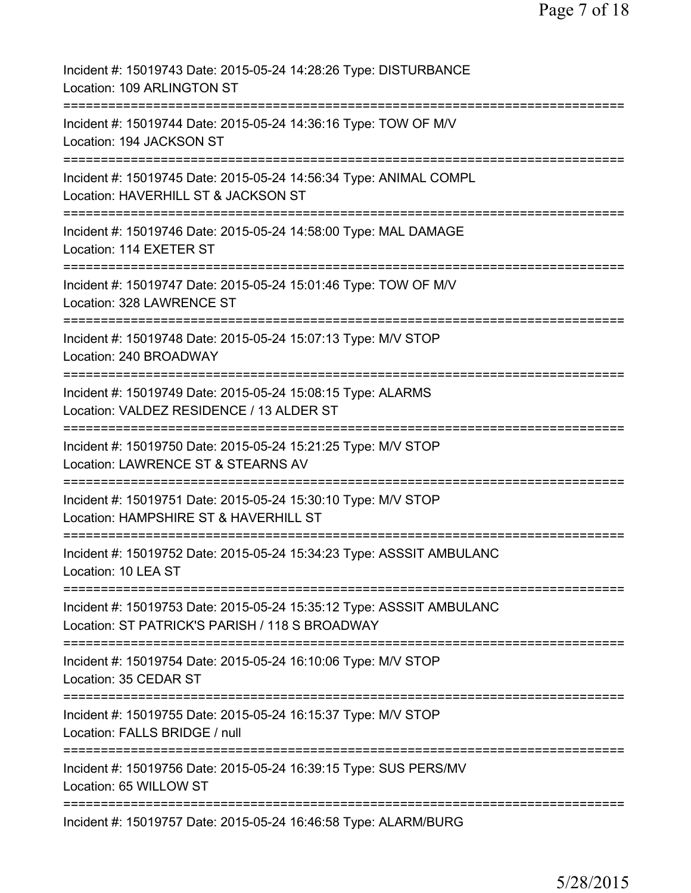Incident #: 15019743 Date: 2015-05-24 14:28:26 Type: DISTURBANCE
Location: 109 ARLINGTON ST
===========================================================================
Incident #: 15019744 Date: 2015-05-24 14:36:16 Type: TOW OF M/V
Location: 194 JACKSON ST
===========================================================================
Incident #: 15019745 Date: 2015-05-24 14:56:34 Type: ANIMAL COMPL
Location: HAVERHILL ST & JACKSON ST
===========================================================================
Incident #: 15019746 Date: 2015-05-24 14:58:00 Type: MAL DAMAGE
Location: 114 EXETER ST
===========================================================================
Incident #: 15019747 Date: 2015-05-24 15:01:46 Type: TOW OF M/V
Location: 328 LAWRENCE ST
===========================================================================
Incident #: 15019748 Date: 2015-05-24 15:07:13 Type: M/V STOP
Location: 240 BROADWAY
===========================================================================
Incident #: 15019749 Date: 2015-05-24 15:08:15 Type: ALARMS
Location: VALDEZ RESIDENCE / 13 ALDER ST
===========================================================================
Incident #: 15019750 Date: 2015-05-24 15:21:25 Type: M/V STOP
Location: LAWRENCE ST & STEARNS AV
===========================================================================
Incident #: 15019751 Date: 2015-05-24 15:30:10 Type: M/V STOP
Location: HAMPSHIRE ST & HAVERHILL ST
===========================================================================
Incident #: 15019752 Date: 2015-05-24 15:34:23 Type: ASSSIT AMBULANC
Location: 10 LEA ST
===========================================================================
Incident #: 15019753 Date: 2015-05-24 15:35:12 Type: ASSSIT AMBULANC
Location: ST PATRICK'S PARISH / 118 S BROADWAY
===========================================================================
Incident #: 15019754 Date: 2015-05-24 16:10:06 Type: M/V STOP
Location: 35 CEDAR ST
===========================================================================
Incident #: 15019755 Date: 2015-05-24 16:15:37 Type: M/V STOP
Location: FALLS BRIDGE / null
===========================================================================
Incident #: 15019756 Date: 2015-05-24 16:39:15 Type: SUS PERS/MV
Location: 65 WILLOW ST
===========================================================================
Incident #: 15019757 Date: 2015-05-24 16:46:58 Type: ALARM/BURG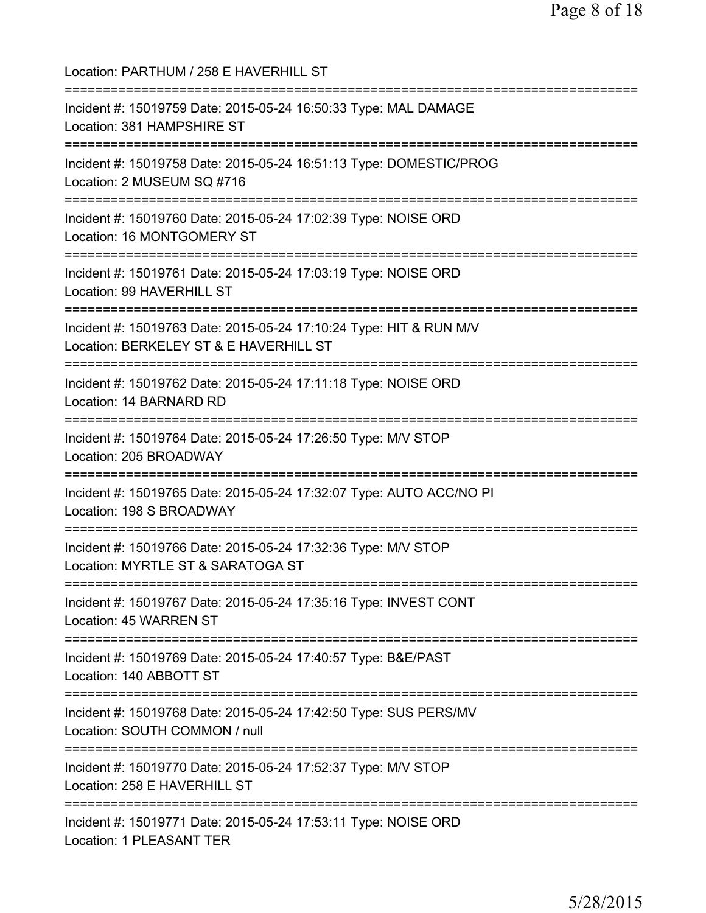Location: PARTHUM / 258 E HAVERHILL ST

===========================================================================

Incident #: 15019759 Date: 2015-05-24 16:50:33 Type: MAL DAMAGE
Location: 381 HAMPSHIRE ST

===========================================================================

Incident #: 15019758 Date: 2015-05-24 16:51:13 Type: DOMESTIC/PROG
Location: 2 MUSEUM SQ #716

===========================================================================

Incident #: 15019760 Date: 2015-05-24 17:02:39 Type: NOISE ORD
Location: 16 MONTGOMERY ST

===========================================================================

Incident #: 15019761 Date: 2015-05-24 17:03:19 Type: NOISE ORD
Location: 99 HAVERHILL ST

===========================================================================

Incident #: 15019763 Date: 2015-05-24 17:10:24 Type: HIT & RUN M/V
Location: BERKELEY ST & E HAVERHILL ST

===========================================================================

Incident #: 15019762 Date: 2015-05-24 17:11:18 Type: NOISE ORD
Location: 14 BARNARD RD

===========================================================================

Incident #: 15019764 Date: 2015-05-24 17:26:50 Type: M/V STOP
Location: 205 BROADWAY

===========================================================================

Incident #: 15019765 Date: 2015-05-24 17:32:07 Type: AUTO ACC/NO PI
Location: 198 S BROADWAY

===========================================================================

Incident #: 15019766 Date: 2015-05-24 17:32:36 Type: M/V STOP
Location: MYRTLE ST & SARATOGA ST

===========================================================================

Incident #: 15019767 Date: 2015-05-24 17:35:16 Type: INVEST CONT
Location: 45 WARREN ST

===========================================================================

Incident #: 15019769 Date: 2015-05-24 17:40:57 Type: B&E/PAST
Location: 140 ABBOTT ST

===========================================================================

Incident #: 15019768 Date: 2015-05-24 17:42:50 Type: SUS PERS/MV
Location: SOUTH COMMON / null

===========================================================================

Incident #: 15019770 Date: 2015-05-24 17:52:37 Type: M/V STOP
Location: 258 E HAVERHILL ST

===========================================================================

Incident #: 15019771 Date: 2015-05-24 17:53:11 Type: NOISE ORD
Location: 1 PLEASANT TER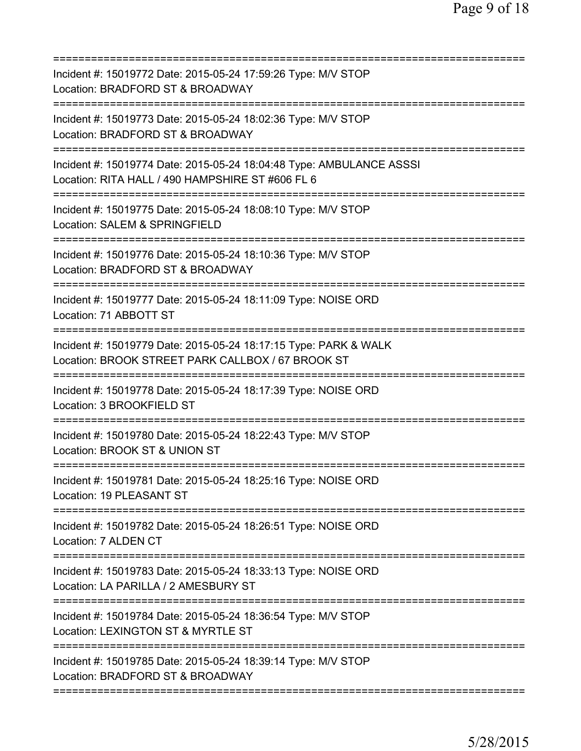===========================================================================
Incident #: 15019772 Date: 2015-05-24 17:59:26 Type: M/V STOP
Location: BRADFORD ST & BROADWAY
===========================================================================
Incident #: 15019773 Date: 2015-05-24 18:02:36 Type: M/V STOP
Location: BRADFORD ST & BROADWAY
===========================================================================
Incident #: 15019774 Date: 2015-05-24 18:04:48 Type: AMBULANCE ASSSI
Location: RITA HALL / 490 HAMPSHIRE ST #606 FL 6
===========================================================================
Incident #: 15019775 Date: 2015-05-24 18:08:10 Type: M/V STOP
Location: SALEM & SPRINGFIELD
===========================================================================
Incident #: 15019776 Date: 2015-05-24 18:10:36 Type: M/V STOP
Location: BRADFORD ST & BROADWAY
===========================================================================
Incident #: 15019777 Date: 2015-05-24 18:11:09 Type: NOISE ORD
Location: 71 ABBOTT ST
===========================================================================
Incident #: 15019779 Date: 2015-05-24 18:17:15 Type: PARK & WALK
Location: BROOK STREET PARK CALLBOX / 67 BROOK ST
===========================================================================
Incident #: 15019778 Date: 2015-05-24 18:17:39 Type: NOISE ORD
Location: 3 BROOKFIELD ST
===========================================================================
Incident #: 15019780 Date: 2015-05-24 18:22:43 Type: M/V STOP
Location: BROOK ST & UNION ST
===========================================================================
Incident #: 15019781 Date: 2015-05-24 18:25:16 Type: NOISE ORD
Location: 19 PLEASANT ST
===========================================================================
Incident #: 15019782 Date: 2015-05-24 18:26:51 Type: NOISE ORD
Location: 7 ALDEN CT
===========================================================================
Incident #: 15019783 Date: 2015-05-24 18:33:13 Type: NOISE ORD
Location: LA PARILLA / 2 AMESBURY ST
===========================================================================
Incident #: 15019784 Date: 2015-05-24 18:36:54 Type: M/V STOP
Location: LEXINGTON ST & MYRTLE ST
===========================================================================
Incident #: 15019785 Date: 2015-05-24 18:39:14 Type: M/V STOP
Location: BRADFORD ST & BROADWAY
===========================================================================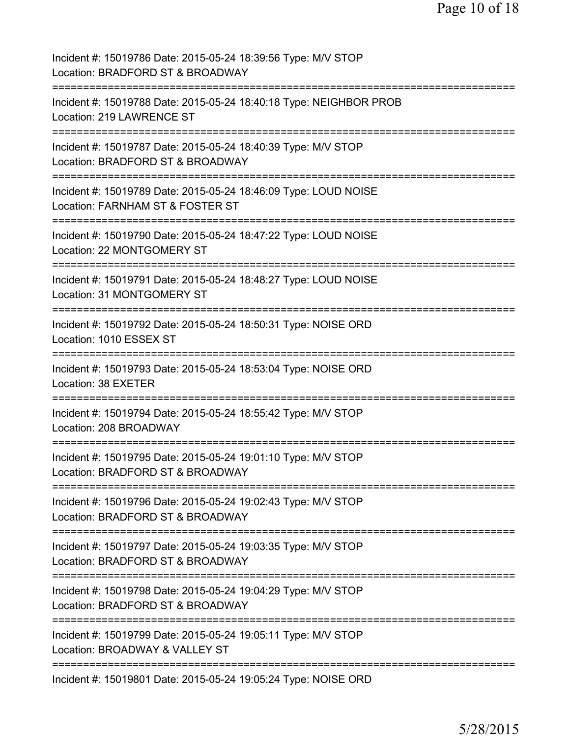Incident #: 15019786 Date: 2015-05-24 18:39:56 Type: M/V STOP
Location: BRADFORD ST & BROADWAY

===========================================================================

Incident #: 15019788 Date: 2015-05-24 18:40:18 Type: NEIGHBOR PROB
Location: 219 LAWRENCE ST

===========================================================================

Incident #: 15019787 Date: 2015-05-24 18:40:39 Type: M/V STOP
Location: BRADFORD ST & BROADWAY

===========================================================================

Incident #: 15019789 Date: 2015-05-24 18:46:09 Type: LOUD NOISE
Location: FARNHAM ST & FOSTER ST

===========================================================================

Incident #: 15019790 Date: 2015-05-24 18:47:22 Type: LOUD NOISE
Location: 22 MONTGOMERY ST

===========================================================================

Incident #: 15019791 Date: 2015-05-24 18:48:27 Type: LOUD NOISE
Location: 31 MONTGOMERY ST

===========================================================================

Incident #: 15019792 Date: 2015-05-24 18:50:31 Type: NOISE ORD
Location: 1010 ESSEX ST

===========================================================================

Incident #: 15019793 Date: 2015-05-24 18:53:04 Type: NOISE ORD
Location: 38 EXETER

===========================================================================

Incident #: 15019794 Date: 2015-05-24 18:55:42 Type: M/V STOP
Location: 208 BROADWAY

===========================================================================

Incident #: 15019795 Date: 2015-05-24 19:01:10 Type: M/V STOP
Location: BRADFORD ST & BROADWAY

===========================================================================

Incident #: 15019796 Date: 2015-05-24 19:02:43 Type: M/V STOP
Location: BRADFORD ST & BROADWAY

===========================================================================

Incident #: 15019797 Date: 2015-05-24 19:03:35 Type: M/V STOP
Location: BRADFORD ST & BROADWAY

===========================================================================

Incident #: 15019798 Date: 2015-05-24 19:04:29 Type: M/V STOP
Location: BRADFORD ST & BROADWAY

===========================================================================

Incident #: 15019799 Date: 2015-05-24 19:05:11 Type: M/V STOP
Location: BROADWAY & VALLEY ST

===========================================================================

Incident #: 15019801 Date: 2015-05-24 19:05:24 Type: NOISE ORD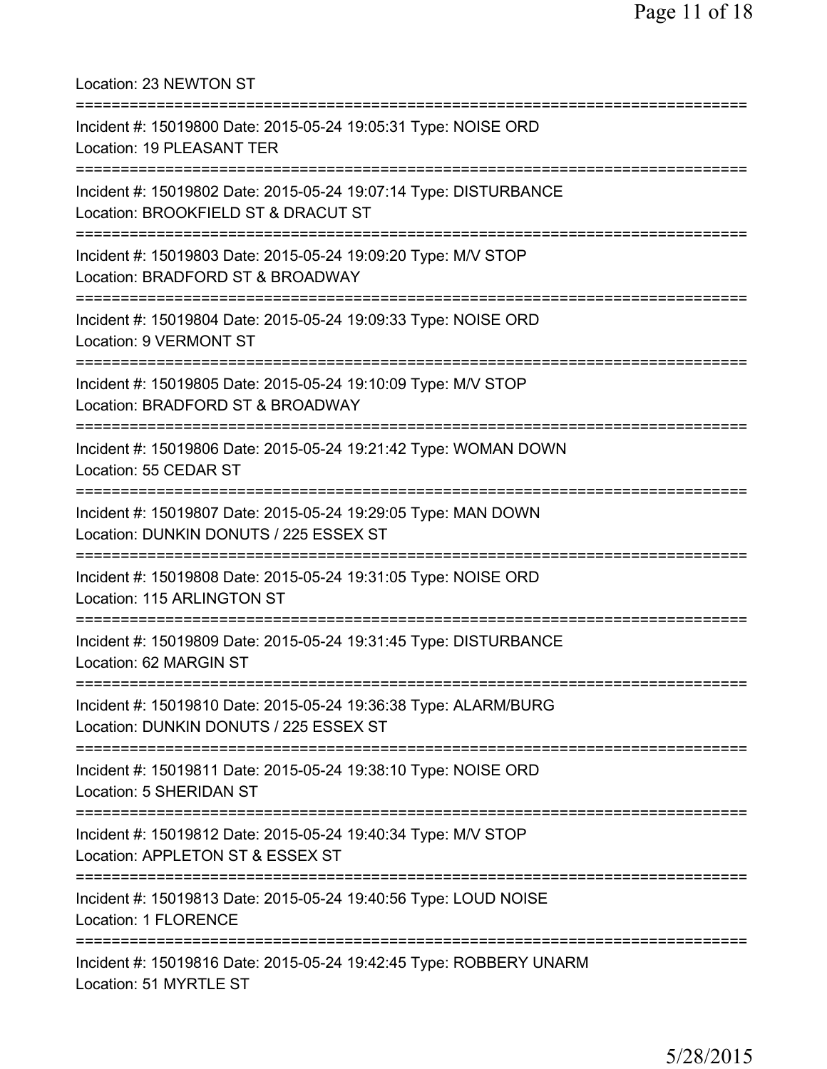Location: 23 NEWTON ST

===========================================================================

Incident #: 15019800 Date: 2015-05-24 19:05:31 Type: NOISE ORD
Location: 19 PLEASANT TER

===========================================================================

Incident #: 15019802 Date: 2015-05-24 19:07:14 Type: DISTURBANCE
Location: BROOKFIELD ST & DRACUT ST

===========================================================================

Incident #: 15019803 Date: 2015-05-24 19:09:20 Type: M/V STOP
Location: BRADFORD ST & BROADWAY

===========================================================================

Incident #: 15019804 Date: 2015-05-24 19:09:33 Type: NOISE ORD
Location: 9 VERMONT ST

===========================================================================

Incident #: 15019805 Date: 2015-05-24 19:10:09 Type: M/V STOP
Location: BRADFORD ST & BROADWAY

===========================================================================

Incident #: 15019806 Date: 2015-05-24 19:21:42 Type: WOMAN DOWN
Location: 55 CEDAR ST

===========================================================================

Incident #: 15019807 Date: 2015-05-24 19:29:05 Type: MAN DOWN
Location: DUNKIN DONUTS / 225 ESSEX ST

===========================================================================

Incident #: 15019808 Date: 2015-05-24 19:31:05 Type: NOISE ORD
Location: 115 ARLINGTON ST

===========================================================================

Incident #: 15019809 Date: 2015-05-24 19:31:45 Type: DISTURBANCE
Location: 62 MARGIN ST

===========================================================================

Incident #: 15019810 Date: 2015-05-24 19:36:38 Type: ALARM/BURG
Location: DUNKIN DONUTS / 225 ESSEX ST

===========================================================================

Incident #: 15019811 Date: 2015-05-24 19:38:10 Type: NOISE ORD
Location: 5 SHERIDAN ST

===========================================================================

Incident #: 15019812 Date: 2015-05-24 19:40:34 Type: M/V STOP
Location: APPLETON ST & ESSEX ST

===========================================================================

Incident #: 15019813 Date: 2015-05-24 19:40:56 Type: LOUD NOISE
Location: 1 FLORENCE

===========================================================================

Incident #: 15019816 Date: 2015-05-24 19:42:45 Type: ROBBERY UNARM
Location: 51 MYRTLE ST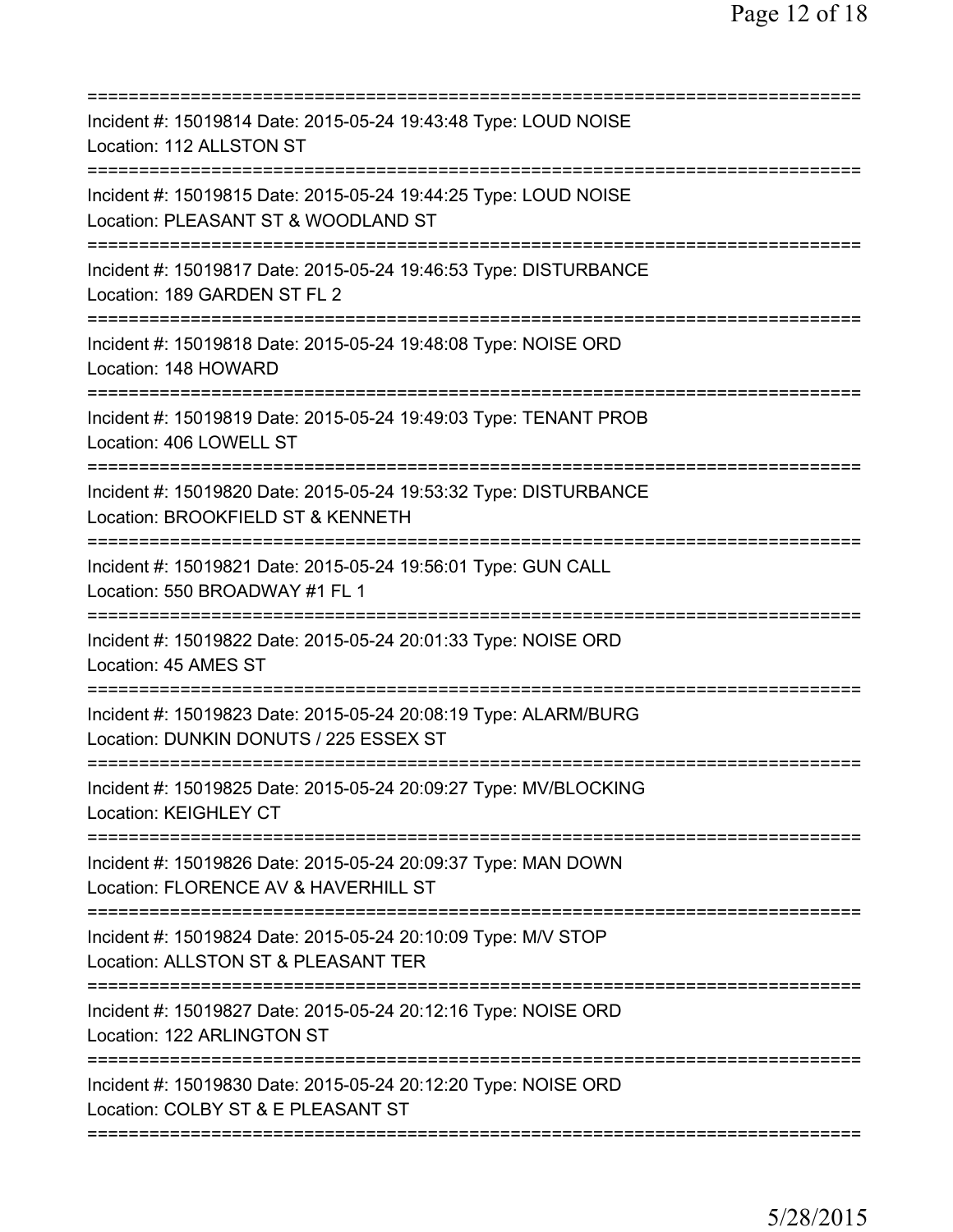===========================================================================
Incident #: 15019814 Date: 2015-05-24 19:43:48 Type: LOUD NOISE
Location: 112 ALLSTON ST
===========================================================================
Incident #: 15019815 Date: 2015-05-24 19:44:25 Type: LOUD NOISE
Location: PLEASANT ST & WOODLAND ST
===========================================================================
Incident #: 15019817 Date: 2015-05-24 19:46:53 Type: DISTURBANCE
Location: 189 GARDEN ST FL 2
===========================================================================
Incident #: 15019818 Date: 2015-05-24 19:48:08 Type: NOISE ORD
Location: 148 HOWARD
===========================================================================
Incident #: 15019819 Date: 2015-05-24 19:49:03 Type: TENANT PROB
Location: 406 LOWELL ST
===========================================================================
Incident #: 15019820 Date: 2015-05-24 19:53:32 Type: DISTURBANCE
Location: BROOKFIELD ST & KENNETH
===========================================================================
Incident #: 15019821 Date: 2015-05-24 19:56:01 Type: GUN CALL
Location: 550 BROADWAY #1 FL 1
===========================================================================
Incident #: 15019822 Date: 2015-05-24 20:01:33 Type: NOISE ORD
Location: 45 AMES ST
===========================================================================
Incident #: 15019823 Date: 2015-05-24 20:08:19 Type: ALARM/BURG
Location: DUNKIN DONUTS / 225 ESSEX ST
===========================================================================
Incident #: 15019825 Date: 2015-05-24 20:09:27 Type: MV/BLOCKING
Location: KEIGHLEY CT
===========================================================================
Incident #: 15019826 Date: 2015-05-24 20:09:37 Type: MAN DOWN
Location: FLORENCE AV & HAVERHILL ST
===========================================================================
Incident #: 15019824 Date: 2015-05-24 20:10:09 Type: M/V STOP
Location: ALLSTON ST & PLEASANT TER
===========================================================================
Incident #: 15019827 Date: 2015-05-24 20:12:16 Type: NOISE ORD
Location: 122 ARLINGTON ST
===========================================================================
Incident #: 15019830 Date: 2015-05-24 20:12:20 Type: NOISE ORD
Location: COLBY ST & E PLEASANT ST
===========================================================================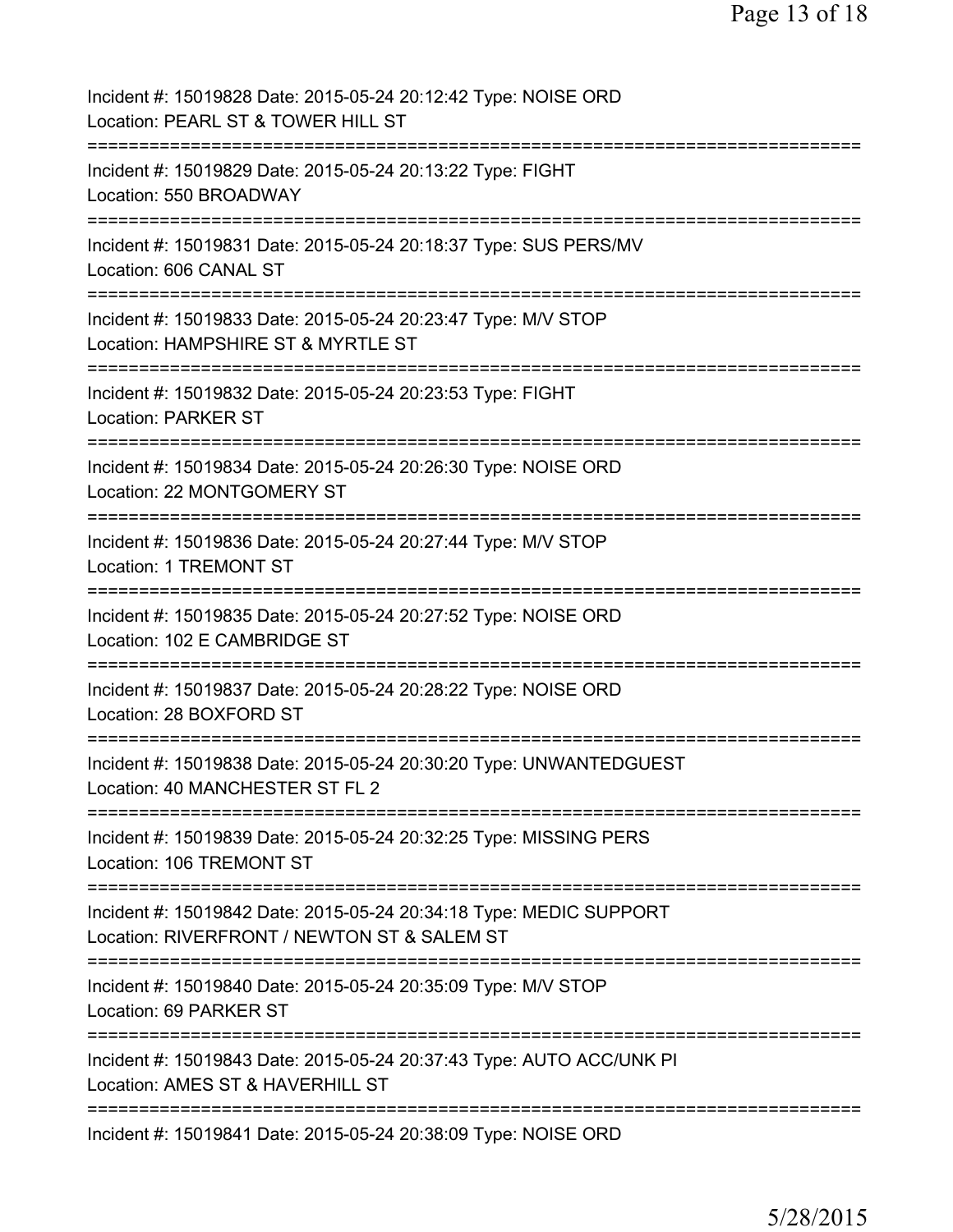Incident #: 15019828 Date: 2015-05-24 20:12:42 Type: NOISE ORD
Location: PEARL ST & TOWER HILL ST
===========================================================================
Incident #: 15019829 Date: 2015-05-24 20:13:22 Type: FIGHT
Location: 550 BROADWAY
===========================================================================
Incident #: 15019831 Date: 2015-05-24 20:18:37 Type: SUS PERS/MV
Location: 606 CANAL ST
===========================================================================
Incident #: 15019833 Date: 2015-05-24 20:23:47 Type: M/V STOP
Location: HAMPSHIRE ST & MYRTLE ST
===========================================================================
Incident #: 15019832 Date: 2015-05-24 20:23:53 Type: FIGHT
Location: PARKER ST
===========================================================================
Incident #: 15019834 Date: 2015-05-24 20:26:30 Type: NOISE ORD
Location: 22 MONTGOMERY ST
===========================================================================
Incident #: 15019836 Date: 2015-05-24 20:27:44 Type: M/V STOP
Location: 1 TREMONT ST
===========================================================================
Incident #: 15019835 Date: 2015-05-24 20:27:52 Type: NOISE ORD
Location: 102 E CAMBRIDGE ST
===========================================================================
Incident #: 15019837 Date: 2015-05-24 20:28:22 Type: NOISE ORD
Location: 28 BOXFORD ST
===========================================================================
Incident #: 15019838 Date: 2015-05-24 20:30:20 Type: UNWANTEDGUEST
Location: 40 MANCHESTER ST FL 2
===========================================================================
Incident #: 15019839 Date: 2015-05-24 20:32:25 Type: MISSING PERS
Location: 106 TREMONT ST
===========================================================================
Incident #: 15019842 Date: 2015-05-24 20:34:18 Type: MEDIC SUPPORT
Location: RIVERFRONT / NEWTON ST & SALEM ST
===========================================================================
Incident #: 15019840 Date: 2015-05-24 20:35:09 Type: M/V STOP
Location: 69 PARKER ST
===========================================================================
Incident #: 15019843 Date: 2015-05-24 20:37:43 Type: AUTO ACC/UNK PI
Location: AMES ST & HAVERHILL ST
===========================================================================
Incident #: 15019841 Date: 2015-05-24 20:38:09 Type: NOISE ORD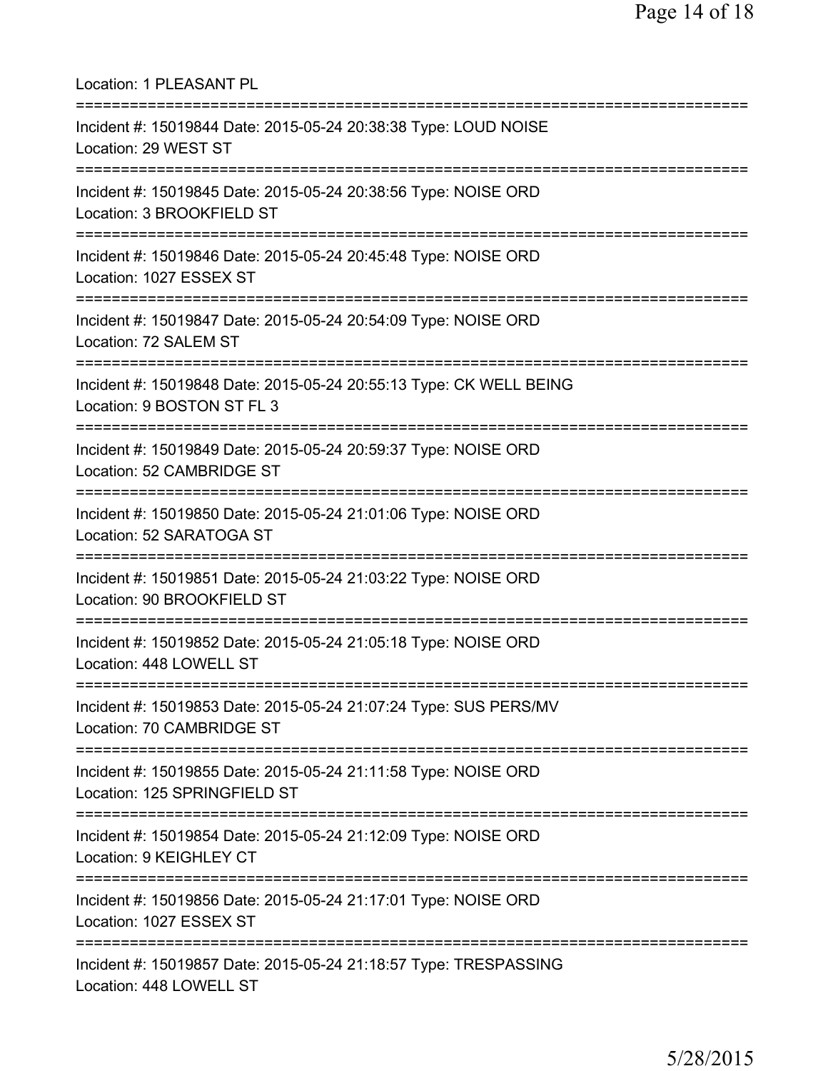Location: 1 PLEASANT PL

===========================================================================

Incident #: 15019844 Date: 2015-05-24 20:38:38 Type: LOUD NOISE
Location: 29 WEST ST

===========================================================================

Incident #: 15019845 Date: 2015-05-24 20:38:56 Type: NOISE ORD
Location: 3 BROOKFIELD ST

===========================================================================

Incident #: 15019846 Date: 2015-05-24 20:45:48 Type: NOISE ORD
Location: 1027 ESSEX ST

===========================================================================

Incident #: 15019847 Date: 2015-05-24 20:54:09 Type: NOISE ORD
Location: 72 SALEM ST

===========================================================================

Incident #: 15019848 Date: 2015-05-24 20:55:13 Type: CK WELL BEING
Location: 9 BOSTON ST FL 3

===========================================================================

Incident #: 15019849 Date: 2015-05-24 20:59:37 Type: NOISE ORD
Location: 52 CAMBRIDGE ST

===========================================================================

Incident #: 15019850 Date: 2015-05-24 21:01:06 Type: NOISE ORD
Location: 52 SARATOGA ST

===========================================================================

Incident #: 15019851 Date: 2015-05-24 21:03:22 Type: NOISE ORD
Location: 90 BROOKFIELD ST

===========================================================================

Incident #: 15019852 Date: 2015-05-24 21:05:18 Type: NOISE ORD
Location: 448 LOWELL ST

===========================================================================

Incident #: 15019853 Date: 2015-05-24 21:07:24 Type: SUS PERS/MV
Location: 70 CAMBRIDGE ST

===========================================================================

Incident #: 15019855 Date: 2015-05-24 21:11:58 Type: NOISE ORD
Location: 125 SPRINGFIELD ST

===========================================================================

Incident #: 15019854 Date: 2015-05-24 21:12:09 Type: NOISE ORD
Location: 9 KEIGHLEY CT

===========================================================================

Incident #: 15019856 Date: 2015-05-24 21:17:01 Type: NOISE ORD
Location: 1027 ESSEX ST

===========================================================================

Incident #: 15019857 Date: 2015-05-24 21:18:57 Type: TRESPASSING
Location: 448 LOWELL ST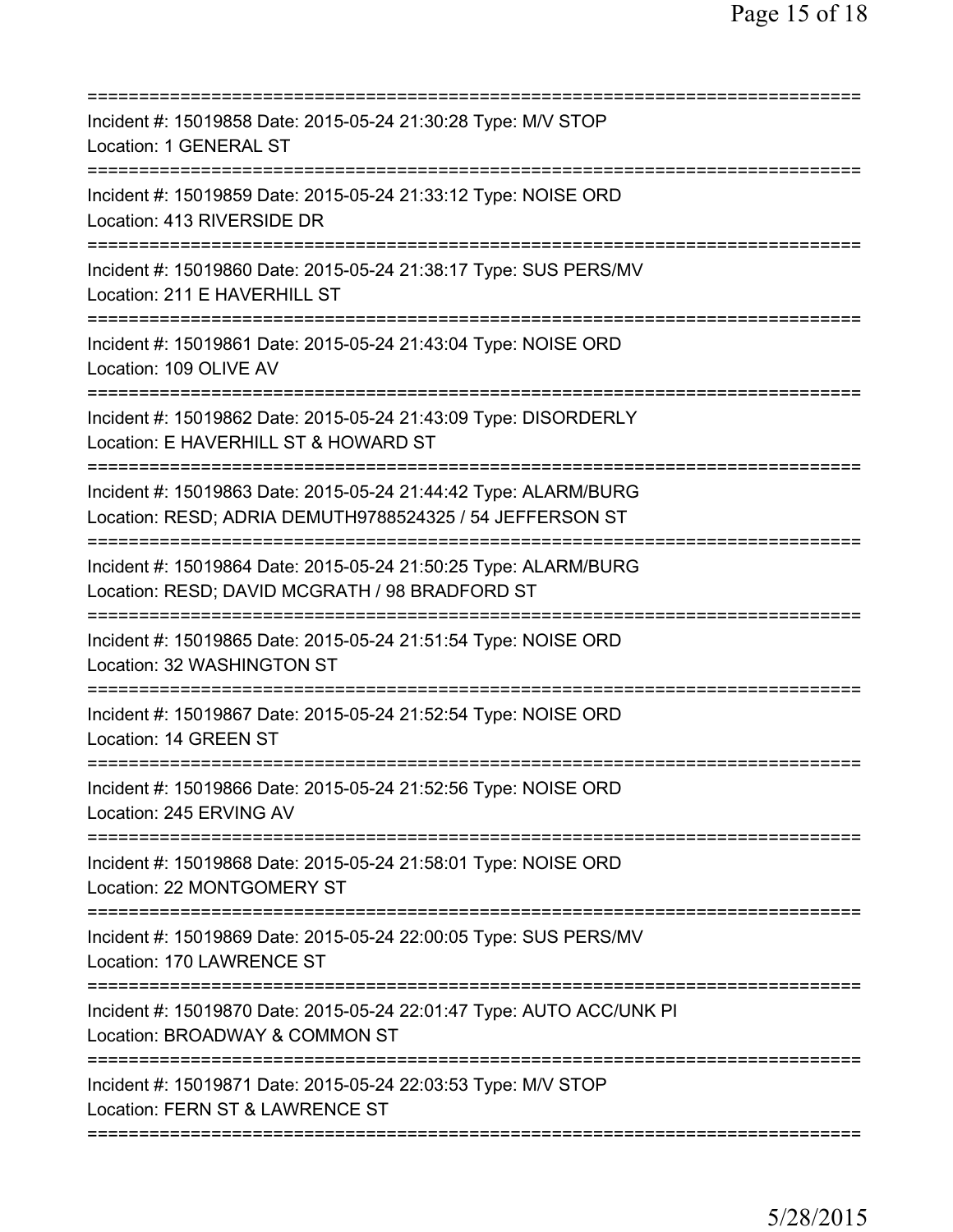==============================================================================
Incident #: 15019858 Date: 2015-05-24 21:30:28 Type: M/V STOP
Location: 1 GENERAL ST
==============================================================================
Incident #: 15019859 Date: 2015-05-24 21:33:12 Type: NOISE ORD
Location: 413 RIVERSIDE DR
==============================================================================
Incident #: 15019860 Date: 2015-05-24 21:38:17 Type: SUS PERS/MV
Location: 211 E HAVERHILL ST
==============================================================================
Incident #: 15019861 Date: 2015-05-24 21:43:04 Type: NOISE ORD
Location: 109 OLIVE AV
==============================================================================
Incident #: 15019862 Date: 2015-05-24 21:43:09 Type: DISORDERLY
Location: E HAVERHILL ST & HOWARD ST
==============================================================================
Incident #: 15019863 Date: 2015-05-24 21:44:42 Type: ALARM/BURG
Location: RESD; ADRIA DEMUTH9788524325 / 54 JEFFERSON ST
==============================================================================
Incident #: 15019864 Date: 2015-05-24 21:50:25 Type: ALARM/BURG
Location: RESD; DAVID MCGRATH / 98 BRADFORD ST
==============================================================================
Incident #: 15019865 Date: 2015-05-24 21:51:54 Type: NOISE ORD
Location: 32 WASHINGTON ST
==============================================================================
Incident #: 15019867 Date: 2015-05-24 21:52:54 Type: NOISE ORD
Location: 14 GREEN ST
==============================================================================
Incident #: 15019866 Date: 2015-05-24 21:52:56 Type: NOISE ORD
Location: 245 ERVING AV
==============================================================================
Incident #: 15019868 Date: 2015-05-24 21:58:01 Type: NOISE ORD
Location: 22 MONTGOMERY ST
==============================================================================
Incident #: 15019869 Date: 2015-05-24 22:00:05 Type: SUS PERS/MV
Location: 170 LAWRENCE ST
==============================================================================
Incident #: 15019870 Date: 2015-05-24 22:01:47 Type: AUTO ACC/UNK PI
Location: BROADWAY & COMMON ST
==============================================================================
Incident #: 15019871 Date: 2015-05-24 22:03:53 Type: M/V STOP
Location: FERN ST & LAWRENCE ST
==============================================================================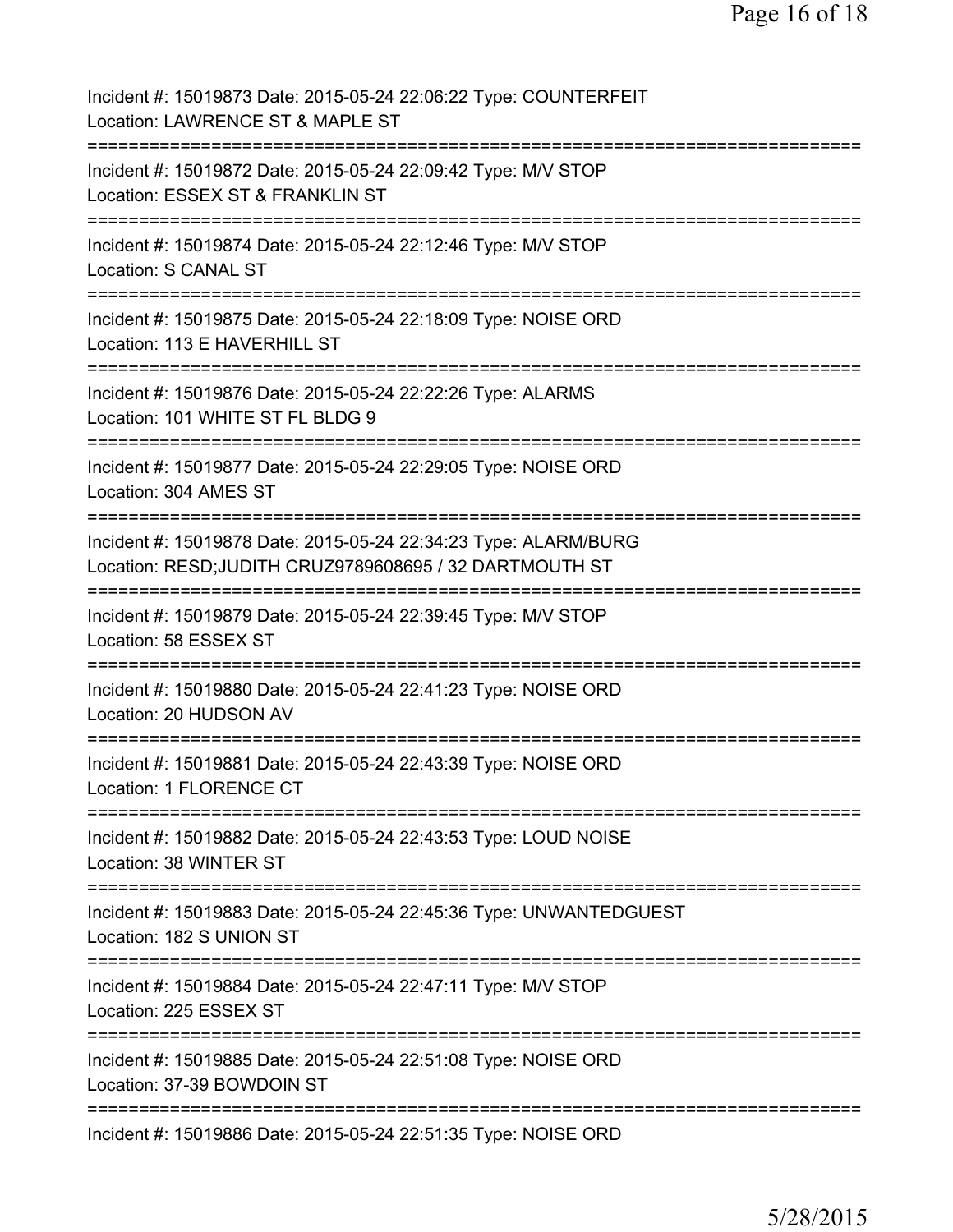Incident #: 15019873 Date: 2015-05-24 22:06:22 Type: COUNTERFEIT
Location: LAWRENCE ST & MAPLE ST

===========================================================================

Incident #: 15019872 Date: 2015-05-24 22:09:42 Type: M/V STOP
Location: ESSEX ST & FRANKLIN ST

===========================================================================

Incident #: 15019874 Date: 2015-05-24 22:12:46 Type: M/V STOP
Location: S CANAL ST

===========================================================================

Incident #: 15019875 Date: 2015-05-24 22:18:09 Type: NOISE ORD
Location: 113 E HAVERHILL ST

===========================================================================

Incident #: 15019876 Date: 2015-05-24 22:22:26 Type: ALARMS
Location: 101 WHITE ST FL BLDG 9

===========================================================================

Incident #: 15019877 Date: 2015-05-24 22:29:05 Type: NOISE ORD
Location: 304 AMES ST

===========================================================================

Incident #: 15019878 Date: 2015-05-24 22:34:23 Type: ALARM/BURG
Location: RESD;JUDITH CRUZ9789608695 / 32 DARTMOUTH ST

===========================================================================

Incident #: 15019879 Date: 2015-05-24 22:39:45 Type: M/V STOP
Location: 58 ESSEX ST

===========================================================================

Incident #: 15019880 Date: 2015-05-24 22:41:23 Type: NOISE ORD
Location: 20 HUDSON AV

===========================================================================

Incident #: 15019881 Date: 2015-05-24 22:43:39 Type: NOISE ORD
Location: 1 FLORENCE CT

===========================================================================

Incident #: 15019882 Date: 2015-05-24 22:43:53 Type: LOUD NOISE
Location: 38 WINTER ST

===========================================================================

Incident #: 15019883 Date: 2015-05-24 22:45:36 Type: UNWANTEDGUEST
Location: 182 S UNION ST

===========================================================================

Incident #: 15019884 Date: 2015-05-24 22:47:11 Type: M/V STOP
Location: 225 ESSEX ST

===========================================================================

Incident #: 15019885 Date: 2015-05-24 22:51:08 Type: NOISE ORD
Location: 37-39 BOWDOIN ST

===========================================================================

Incident #: 15019886 Date: 2015-05-24 22:51:35 Type: NOISE ORD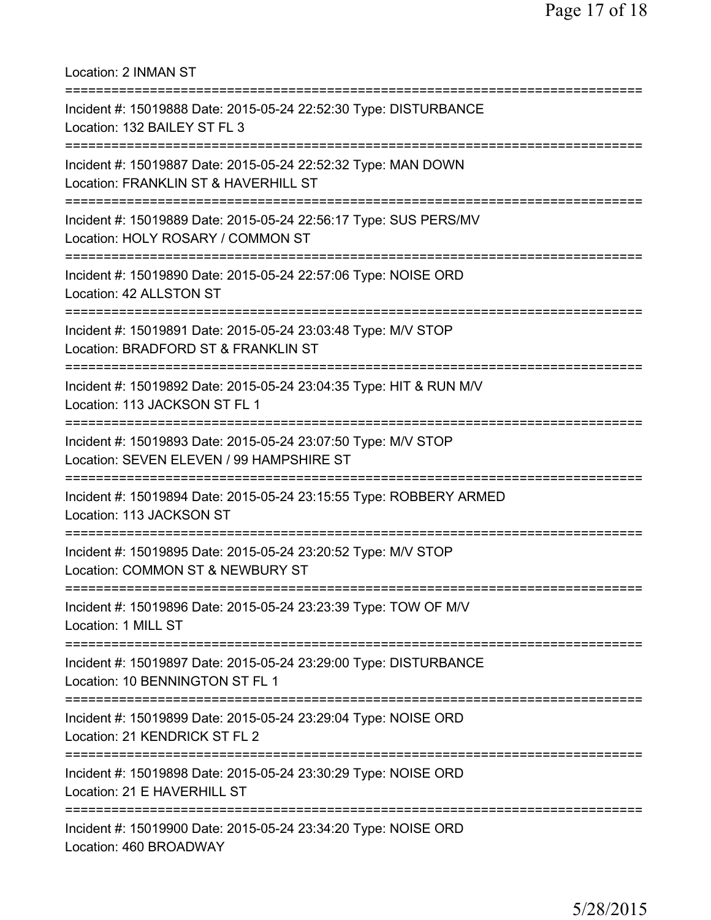Location: 2 INMAN ST

===========================================================================

Incident #: 15019888 Date: 2015-05-24 22:52:30 Type: DISTURBANCE
Location: 132 BAILEY ST FL 3

===========================================================================

Incident #: 15019887 Date: 2015-05-24 22:52:32 Type: MAN DOWN
Location: FRANKLIN ST & HAVERHILL ST

===========================================================================

Incident #: 15019889 Date: 2015-05-24 22:56:17 Type: SUS PERS/MV
Location: HOLY ROSARY / COMMON ST

===========================================================================

Incident #: 15019890 Date: 2015-05-24 22:57:06 Type: NOISE ORD
Location: 42 ALLSTON ST

===========================================================================

Incident #: 15019891 Date: 2015-05-24 23:03:48 Type: M/V STOP
Location: BRADFORD ST & FRANKLIN ST

===========================================================================

Incident #: 15019892 Date: 2015-05-24 23:04:35 Type: HIT & RUN M/V
Location: 113 JACKSON ST FL 1

===========================================================================

Incident #: 15019893 Date: 2015-05-24 23:07:50 Type: M/V STOP
Location: SEVEN ELEVEN / 99 HAMPSHIRE ST

===========================================================================

Incident #: 15019894 Date: 2015-05-24 23:15:55 Type: ROBBERY ARMED
Location: 113 JACKSON ST

===========================================================================

Incident #: 15019895 Date: 2015-05-24 23:20:52 Type: M/V STOP
Location: COMMON ST & NEWBURY ST

===========================================================================

Incident #: 15019896 Date: 2015-05-24 23:23:39 Type: TOW OF M/V
Location: 1 MILL ST

===========================================================================

Incident #: 15019897 Date: 2015-05-24 23:29:00 Type: DISTURBANCE
Location: 10 BENNINGTON ST FL 1

===========================================================================

Incident #: 15019899 Date: 2015-05-24 23:29:04 Type: NOISE ORD
Location: 21 KENDRICK ST FL 2

===========================================================================

Incident #: 15019898 Date: 2015-05-24 23:30:29 Type: NOISE ORD
Location: 21 E HAVERHILL ST

===========================================================================

Incident #: 15019900 Date: 2015-05-24 23:34:20 Type: NOISE ORD
Location: 460 BROADWAY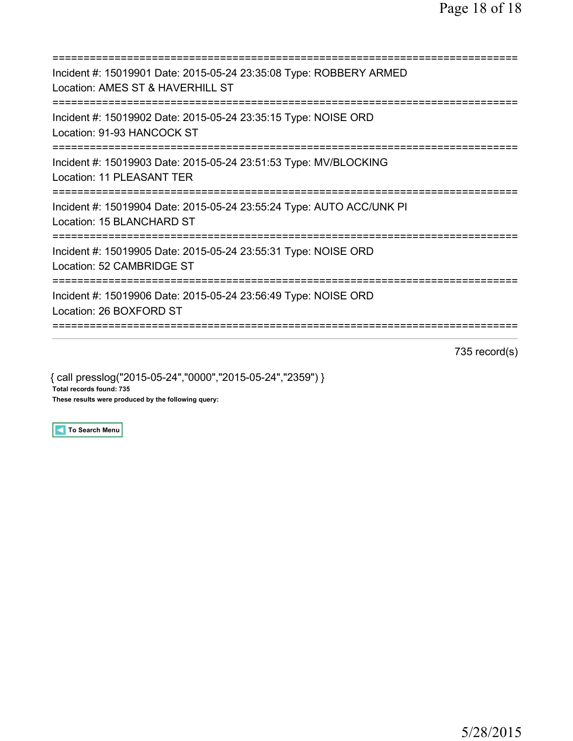===========================================================================

Incident #: 15019901 Date: 2015-05-24 23:35:08 Type: ROBBERY ARMED
Location: AMES ST & HAVERHILL ST

===========================================================================

Incident #: 15019902 Date: 2015-05-24 23:35:15 Type: NOISE ORD
Location: 91-93 HANCOCK ST

===========================================================================

Incident #: 15019903 Date: 2015-05-24 23:51:53 Type: MV/BLOCKING
Location: 11 PLEASANT TER

===========================================================================

Incident #: 15019904 Date: 2015-05-24 23:55:24 Type: AUTO ACC/UNK PI
Location: 15 BLANCHARD ST

===========================================================================

Incident #: 15019905 Date: 2015-05-24 23:55:31 Type: NOISE ORD
Location: 52 CAMBRIDGE ST

===========================================================================

Incident #: 15019906 Date: 2015-05-24 23:56:49 Type: NOISE ORD
Location: 26 BOXFORD ST

===========================================================================

735 record(s)

{ call presslog("2015-05-24","0000","2015-05-24","2359") }

**Total records found: 735**

**These results were produced by the following query:**

**To Search Menu**